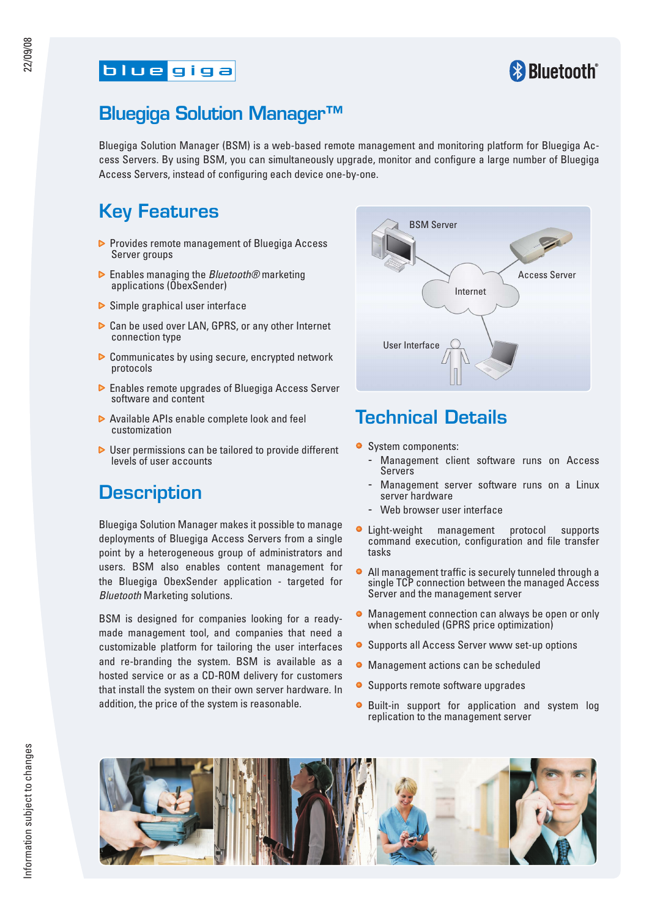# Bluegiga Solution Manager™

Bluegiga Solution Manager (BSM) is a web-based remote management and monitoring platform for Bluegiga Access Servers. By using BSM, you can simultaneously upgrade, monitor and configure a large number of Bluegiga Access Servers, instead of configuring each device one-by-one.

## Key Features

- Provides remote management of Bluegiga Access Server groups
- Enables managing the *Bluetooth®* marketing applications (ObexSender)
- Simple graphical user interface
- Can be used over LAN, GPRS, or any other Internet connection type
- Communicates by using secure, encrypted network protocols
- Enables remote upgrades of Bluegiga Access Server software and content
- Available APIs enable complete look and feel customization
- User permissions can be tailored to provide different levels of user accounts

## Description

Bluegiga Solution Manager makes it possible to manage deployments of Bluegiga Access Servers from a single point by a heterogeneous group of administrators and users. BSM also enables content management for the Bluegiga ObexSender application - targeted for *Bluetooth* Marketing solutions.

BSM is designed for companies looking for a ready-made management tool, and companies that need a customizable platform for tailoring the user interfaces and re-branding the system. BSM is available as a hosted service or as a CD-ROM delivery for customers that install the system on their own server hardware. In addition, the price of the system is reasonable.

BSM Server

Access Server

Internet

User Interface

## Technical Details

- System components:
  - Management client software runs on Access Servers
  - Management server software runs on a Linux server hardware
  - Web browser user interface
- Light-weight management protocol supports command execution, configuration and file transfer tasks
- All management traffic is securely tunneled through a single TCP connection between the managed Access Server and the management server
- Management connection can always be open or only when scheduled (GPRS price optimization)
- Supports all Access Server www set-up options
- Management actions can be scheduled
- Supports remote software upgrades
- Built-in support for application and system log replication to the management server

22/09/08

Information subject to changes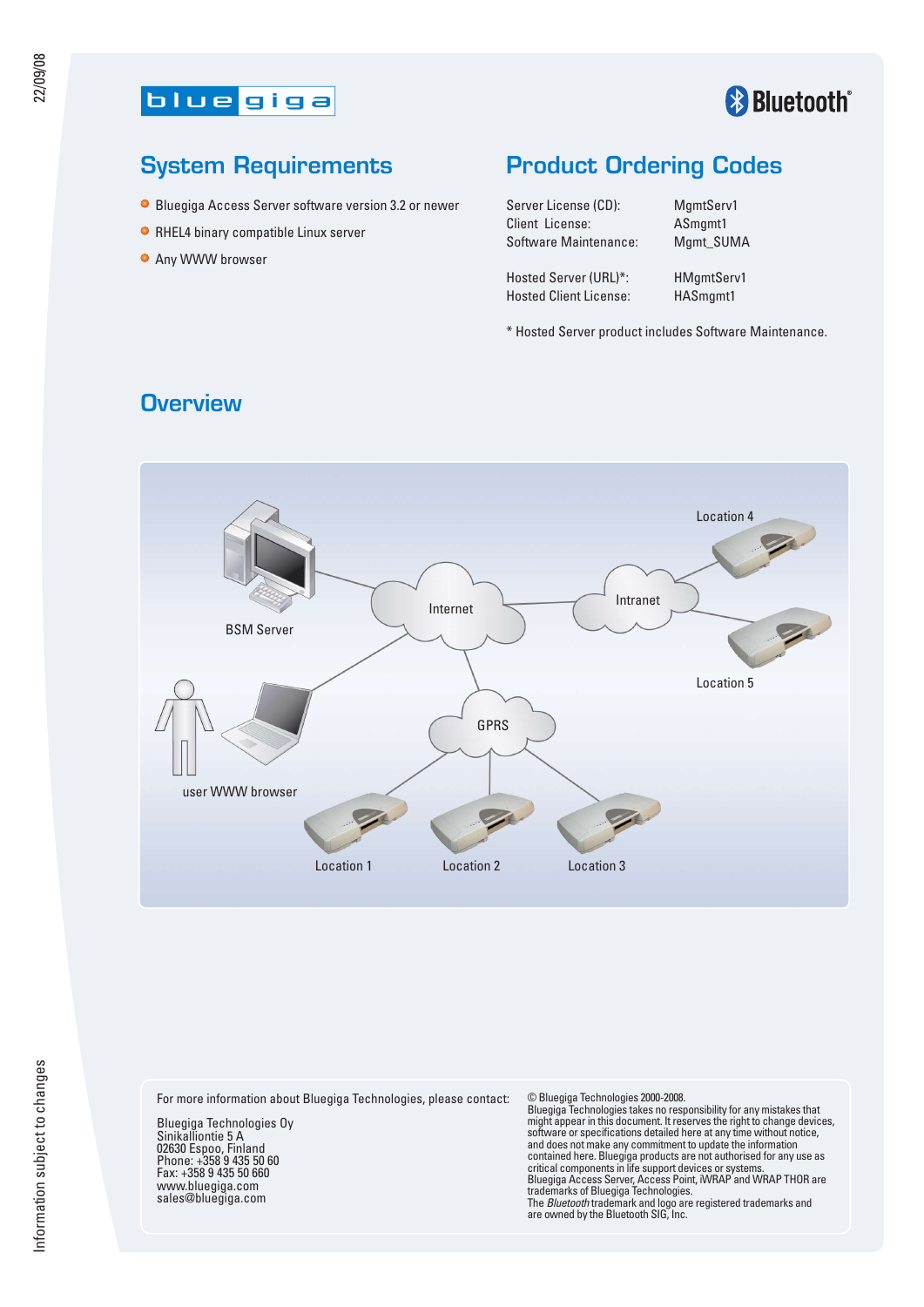## System Requirements

- Bluegiga Access Server software version 3.2 or newer
- RHEL4 binary compatible Linux server
- Any WWW browser

## Product Ordering Codes

| | |
|---|---|
| Server License (CD): | MgmtServ1 |
| Client License: | ASmgmt1 |
| Software Maintenance: | Mgmt_SUMA |
| Hosted Server (URL)*: | HMgmtServ1 |
| Hosted Client License: | HASmgmt1 |

* Hosted Server product includes Software Maintenance.

## Overview

BSM Server

Internet

Intranet

GPRS

user WWW browser

Location 1

Location 2

Location 3

Location 4

Location 5

For more information about Bluegiga Technologies, please contact:

Bluegiga Technologies Oy
Sinikalliontie 5 A
02630 Espoo, Finland
Phone: +358 9 435 50 60
Fax: +358 9 435 50 660
www.bluegiga.com
sales@bluegiga.com

© Bluegiga Technologies 2000-2008.
Bluegiga Technologies takes no responsibility for any mistakes that might appear in this document. It reserves the right to change devices, software or specifications detailed here at any time without notice, and does not make any commitment to update the information contained here. Bluegiga products are not authorised for any use as critical components in life support devices or systems.
Bluegiga Access Server, Access Point, iWRAP and WRAP THOR are trademarks of Bluegiga Technologies.
The *Bluetooth* trademark and logo are registered trademarks and are owned by the Bluetooth SIG, Inc.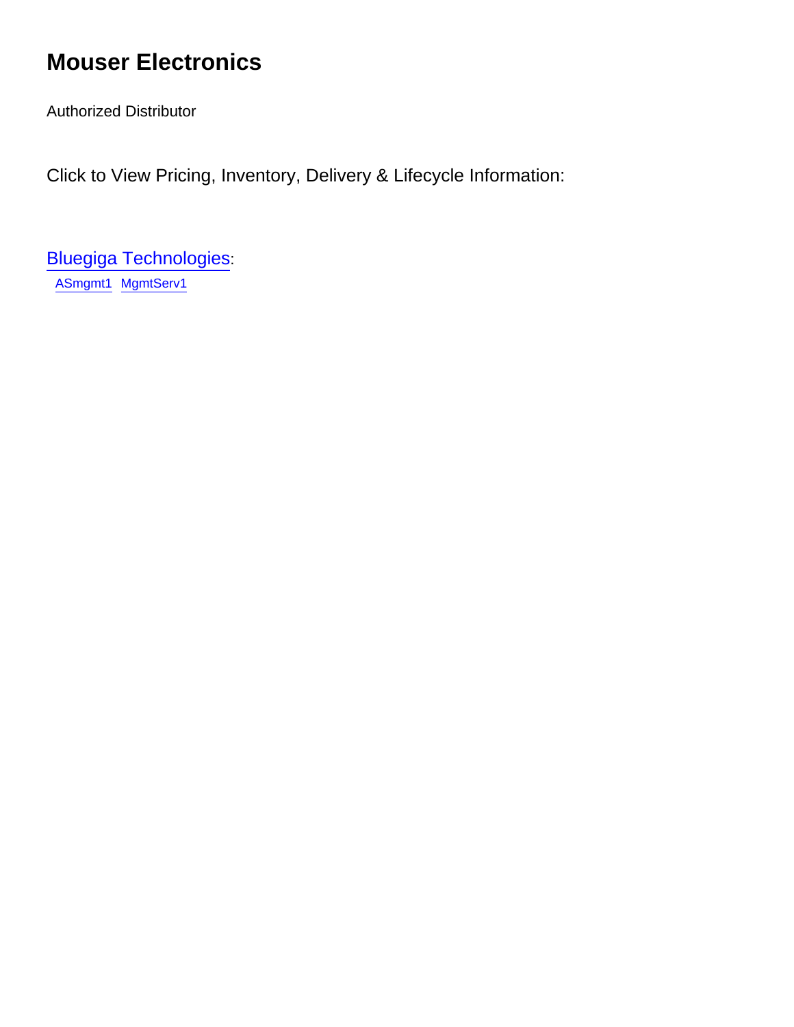# Mouser Electronics

Authorized Distributor

Click to View Pricing, Inventory, Delivery & Lifecycle Information:

Bluegiga Technologies:

ASmgmt1 MgmtServ1